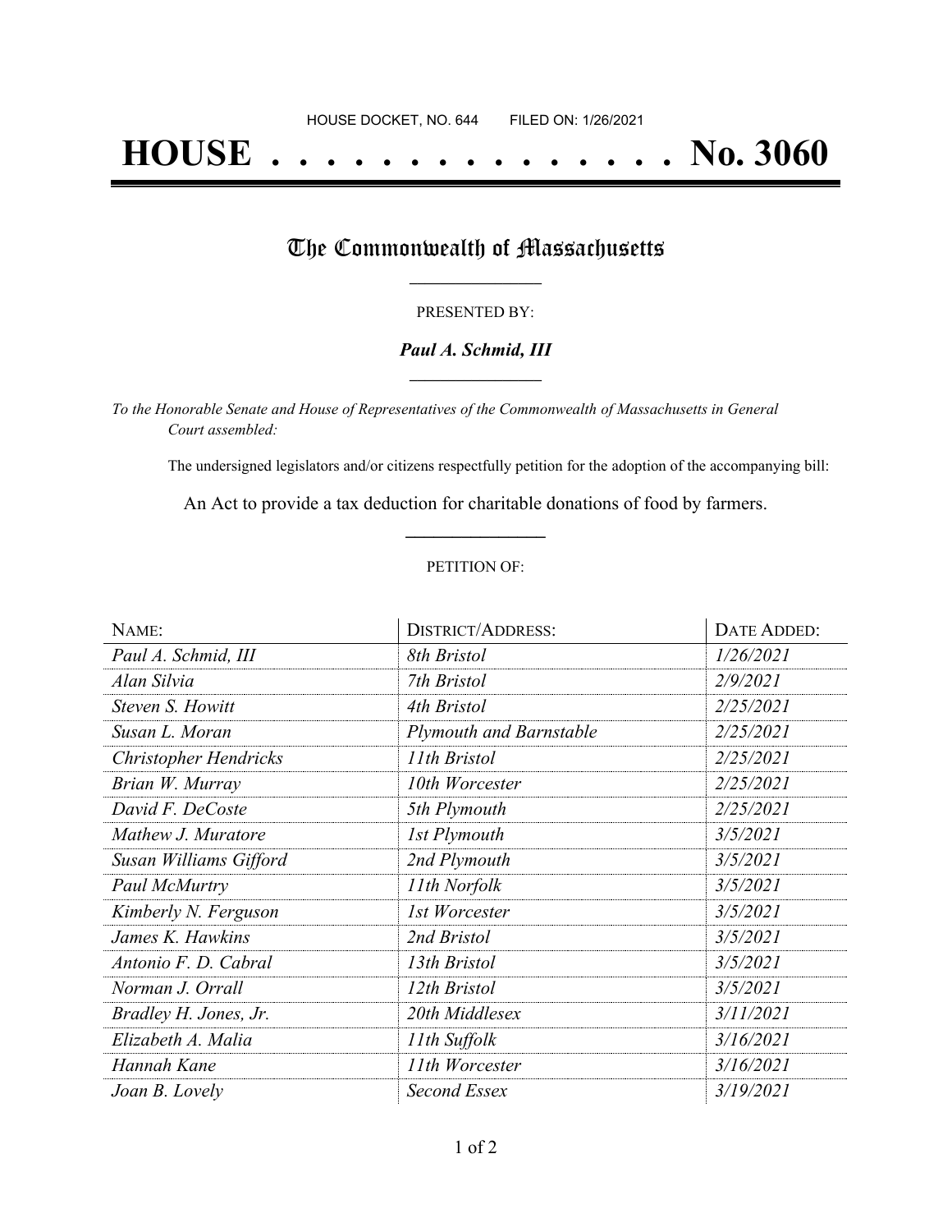HOUSE DOCKET, NO. 644 FILED ON: 1/26/2021

# HOUSE . . . . . . . . . . . . . . . No. 3060

## The Commonwealth of Massachusetts

PRESENTED BY:

***Paul A. Schmid, III***

*To the Honorable Senate and House of Representatives of the Commonwealth of Massachusetts in General Court assembled:*

The undersigned legislators and/or citizens respectfully petition for the adoption of the accompanying bill:

An Act to provide a tax deduction for charitable donations of food by farmers.

PETITION OF:

| NAME: | DISTRICT/ADDRESS: | DATE ADDED: |
|---|---|---|
| *Paul A. Schmid, III* | *8th Bristol* | *1/26/2021* |
| *Alan Silvia* | *7th Bristol* | *2/9/2021* |
| *Steven S. Howitt* | *4th Bristol* | *2/25/2021* |
| *Susan L. Moran* | *Plymouth and Barnstable* | *2/25/2021* |
| *Christopher Hendricks* | *11th Bristol* | *2/25/2021* |
| *Brian W. Murray* | *10th Worcester* | *2/25/2021* |
| *David F. DeCoste* | *5th Plymouth* | *2/25/2021* |
| *Mathew J. Muratore* | *1st Plymouth* | *3/5/2021* |
| *Susan Williams Gifford* | *2nd Plymouth* | *3/5/2021* |
| *Paul McMurtry* | *11th Norfolk* | *3/5/2021* |
| *Kimberly N. Ferguson* | *1st Worcester* | *3/5/2021* |
| *James K. Hawkins* | *2nd Bristol* | *3/5/2021* |
| *Antonio F. D. Cabral* | *13th Bristol* | *3/5/2021* |
| *Norman J. Orrall* | *12th Bristol* | *3/5/2021* |
| *Bradley H. Jones, Jr.* | *20th Middlesex* | *3/11/2021* |
| *Elizabeth A. Malia* | *11th Suffolk* | *3/16/2021* |
| *Hannah Kane* | *11th Worcester* | *3/16/2021* |
| *Joan B. Lovely* | *Second Essex* | *3/19/2021* |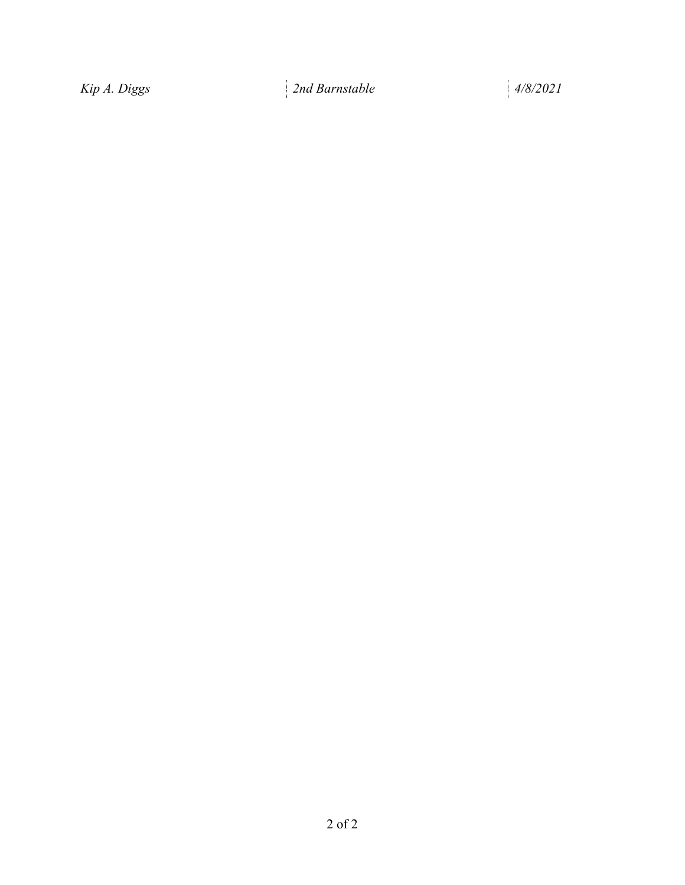| | | |
|---|---|---|
| *Kip A. Diggs* | *2nd Barnstable* | *4/8/2021* |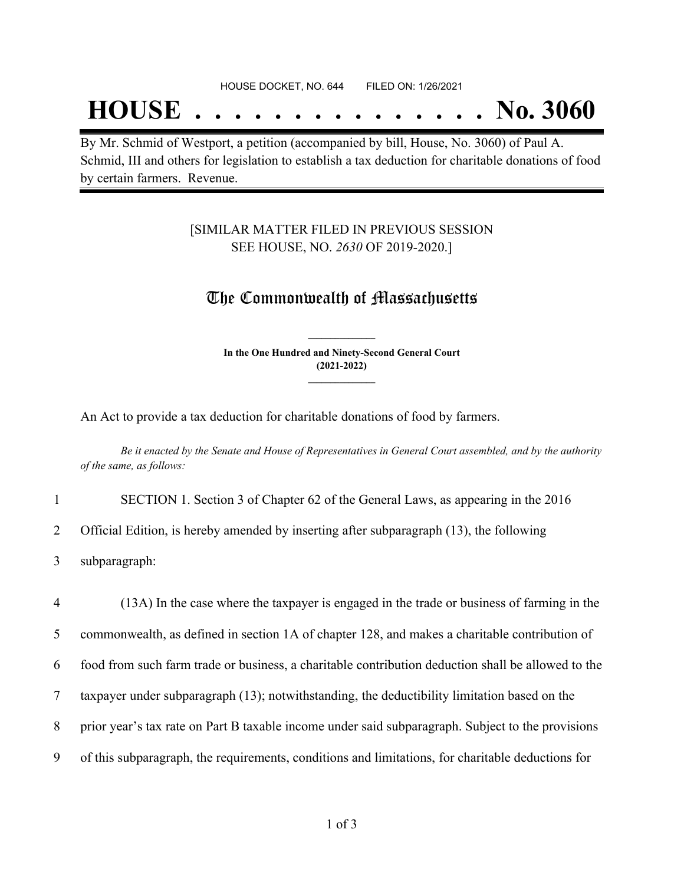HOUSE DOCKET, NO. 644 FILED ON: 1/26/2021

# HOUSE . . . . . . . . . . . . . . . No. 3060

By Mr. Schmid of Westport, a petition (accompanied by bill, House, No. 3060) of Paul A. Schmid, III and others for legislation to establish a tax deduction for charitable donations of food by certain farmers. Revenue.

[SIMILAR MATTER FILED IN PREVIOUS SESSION SEE HOUSE, NO. *2630* OF 2019-2020.]

## The Commonwealth of Massachusetts

**In the One Hundred and Ninety-Second General Court (2021-2022)**

An Act to provide a tax deduction for charitable donations of food by farmers.

*Be it enacted by the Senate and House of Representatives in General Court assembled, and by the authority of the same, as follows:*

1 SECTION 1. Section 3 of Chapter 62 of the General Laws, as appearing in the 2016
2 Official Edition, is hereby amended by inserting after subparagraph (13), the following
3 subparagraph:

4 (13A) In the case where the taxpayer is engaged in the trade or business of farming in the
5 commonwealth, as defined in section 1A of chapter 128, and makes a charitable contribution of
6 food from such farm trade or business, a charitable contribution deduction shall be allowed to the
7 taxpayer under subparagraph (13); notwithstanding, the deductibility limitation based on the
8 prior year's tax rate on Part B taxable income under said subparagraph. Subject to the provisions
9 of this subparagraph, the requirements, conditions and limitations, for charitable deductions for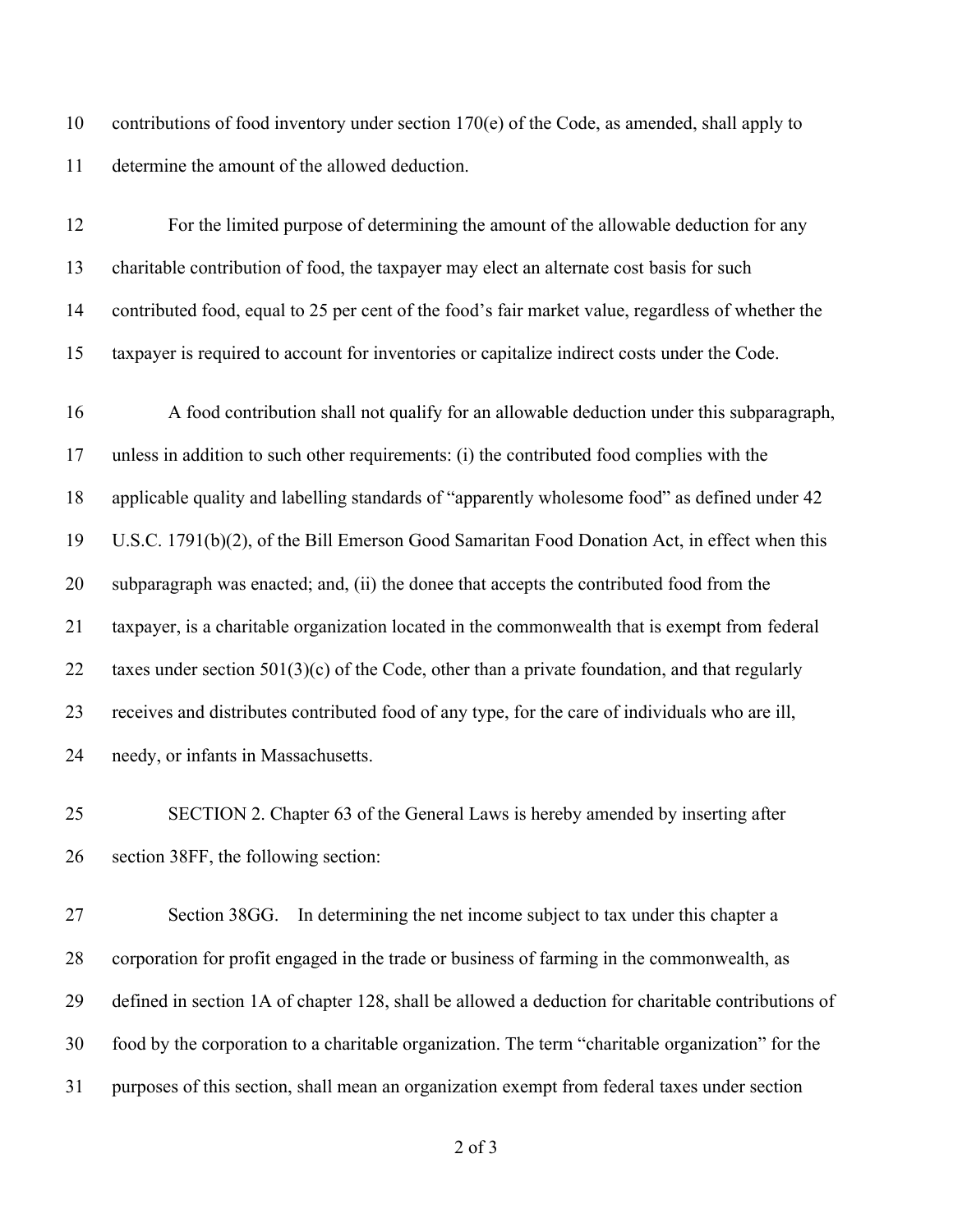contributions of food inventory under section 170(e) of the Code, as amended, shall apply to determine the amount of the allowed deduction.

For the limited purpose of determining the amount of the allowable deduction for any charitable contribution of food, the taxpayer may elect an alternate cost basis for such contributed food, equal to 25 per cent of the food's fair market value, regardless of whether the taxpayer is required to account for inventories or capitalize indirect costs under the Code.

A food contribution shall not qualify for an allowable deduction under this subparagraph, unless in addition to such other requirements: (i) the contributed food complies with the applicable quality and labelling standards of "apparently wholesome food" as defined under 42 U.S.C. 1791(b)(2), of the Bill Emerson Good Samaritan Food Donation Act, in effect when this subparagraph was enacted; and, (ii) the donee that accepts the contributed food from the taxpayer, is a charitable organization located in the commonwealth that is exempt from federal taxes under section 501(3)(c) of the Code, other than a private foundation, and that regularly receives and distributes contributed food of any type, for the care of individuals who are ill, needy, or infants in Massachusetts.

SECTION 2. Chapter 63 of the General Laws is hereby amended by inserting after section 38FF, the following section:

Section 38GG. In determining the net income subject to tax under this chapter a corporation for profit engaged in the trade or business of farming in the commonwealth, as defined in section 1A of chapter 128, shall be allowed a deduction for charitable contributions of food by the corporation to a charitable organization. The term "charitable organization" for the purposes of this section, shall mean an organization exempt from federal taxes under section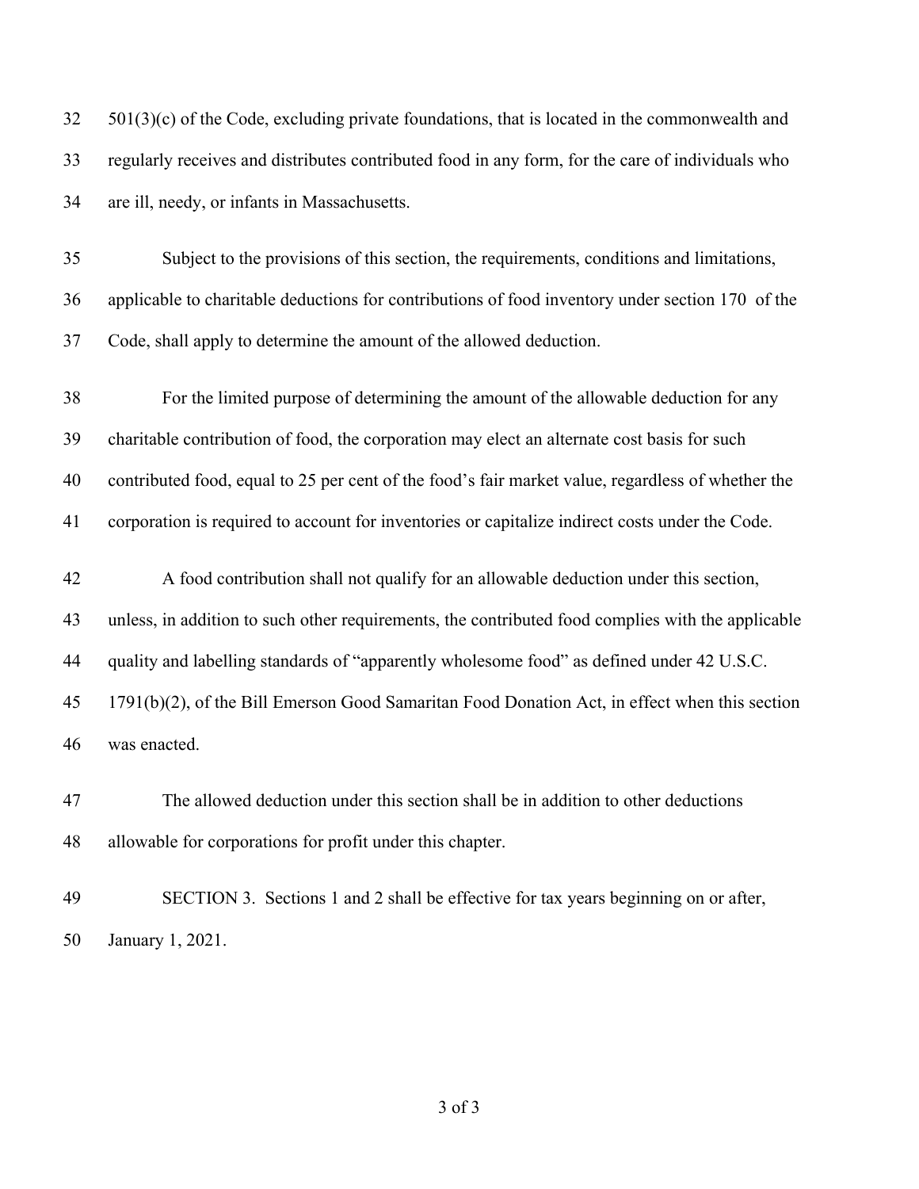501(3)(c) of the Code, excluding private foundations, that is located in the commonwealth and regularly receives and distributes contributed food in any form, for the care of individuals who are ill, needy, or infants in Massachusetts.

Subject to the provisions of this section, the requirements, conditions and limitations, applicable to charitable deductions for contributions of food inventory under section 170 of the Code, shall apply to determine the amount of the allowed deduction.

For the limited purpose of determining the amount of the allowable deduction for any charitable contribution of food, the corporation may elect an alternate cost basis for such contributed food, equal to 25 per cent of the food's fair market value, regardless of whether the corporation is required to account for inventories or capitalize indirect costs under the Code.

A food contribution shall not qualify for an allowable deduction under this section, unless, in addition to such other requirements, the contributed food complies with the applicable quality and labelling standards of "apparently wholesome food" as defined under 42 U.S.C. 1791(b)(2), of the Bill Emerson Good Samaritan Food Donation Act, in effect when this section was enacted.

The allowed deduction under this section shall be in addition to other deductions allowable for corporations for profit under this chapter.

SECTION 3. Sections 1 and 2 shall be effective for tax years beginning on or after, January 1, 2021.